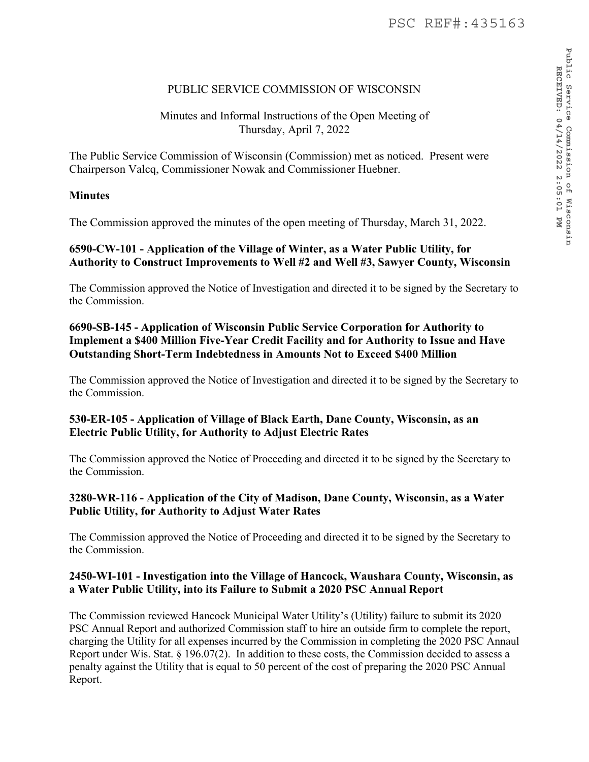PUBLIC SERVICE COMMISSION OF WISCONSIN

Minutes and Informal Instructions of the Open Meeting of Thursday, April 7, 2022

The Public Service Commission of Wisconsin (Commission) met as noticed. Present were Chairperson Valcq, Commissioner Nowak and Commissioner Huebner.

**Minutes**

The Commission approved the minutes of the open meeting of Thursday, March 31, 2022.

**6590-CW-101 - Application of the Village of Winter, as a Water Public Utility, for Authority to Construct Improvements to Well #2 and Well #3, Sawyer County, Wisconsin**

The Commission approved the Notice of Investigation and directed it to be signed by the Secretary to the Commission.

**6690-SB-145 - Application of Wisconsin Public Service Corporation for Authority to Implement a $400 Million Five-Year Credit Facility and for Authority to Issue and Have Outstanding Short-Term Indebtedness in Amounts Not to Exceed $400 Million**

The Commission approved the Notice of Investigation and directed it to be signed by the Secretary to the Commission.

**530-ER-105 - Application of Village of Black Earth, Dane County, Wisconsin, as an Electric Public Utility, for Authority to Adjust Electric Rates**

The Commission approved the Notice of Proceeding and directed it to be signed by the Secretary to the Commission.

**3280-WR-116 - Application of the City of Madison, Dane County, Wisconsin, as a Water Public Utility, for Authority to Adjust Water Rates**

The Commission approved the Notice of Proceeding and directed it to be signed by the Secretary to the Commission.

**2450-WI-101 - Investigation into the Village of Hancock, Waushara County, Wisconsin, as a Water Public Utility, into its Failure to Submit a 2020 PSC Annual Report**

The Commission reviewed Hancock Municipal Water Utility's (Utility) failure to submit its 2020 PSC Annual Report and authorized Commission staff to hire an outside firm to complete the report, charging the Utility for all expenses incurred by the Commission in completing the 2020 PSC Annaul Report under Wis. Stat. § 196.07(2). In addition to these costs, the Commission decided to assess a penalty against the Utility that is equal to 50 percent of the cost of preparing the 2020 PSC Annual Report.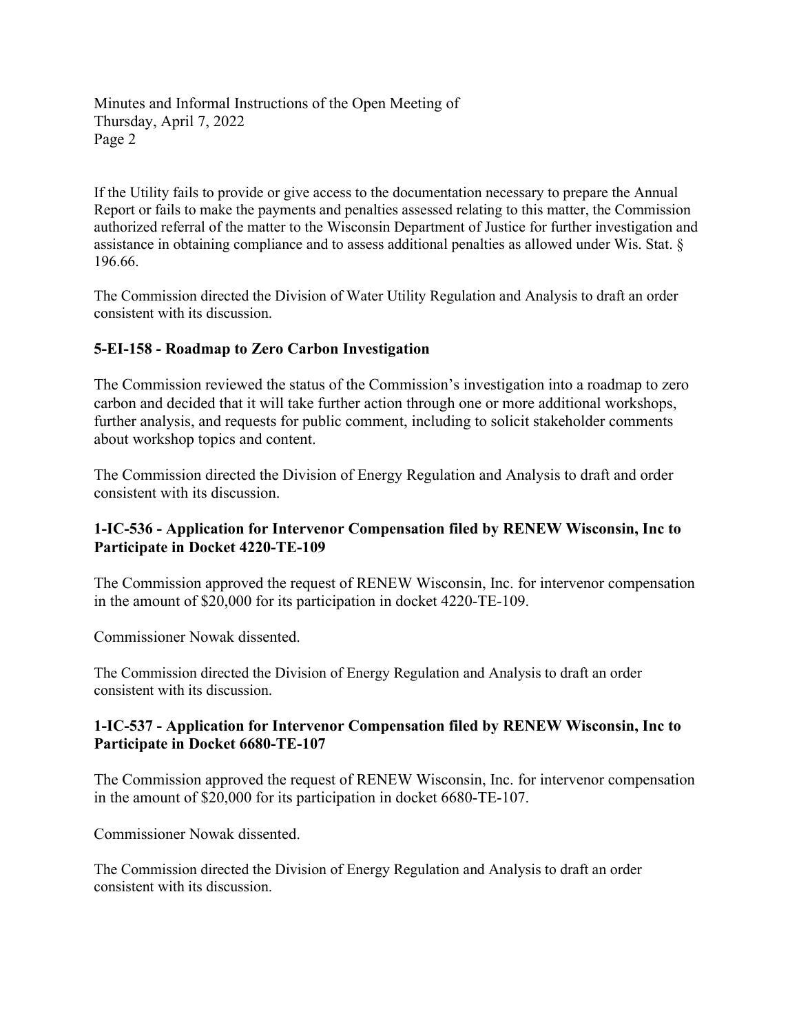If the Utility fails to provide or give access to the documentation necessary to prepare the Annual Report or fails to make the payments and penalties assessed relating to this matter, the Commission authorized referral of the matter to the Wisconsin Department of Justice for further investigation and assistance in obtaining compliance and to assess additional penalties as allowed under Wis. Stat. § 196.66.

The Commission directed the Division of Water Utility Regulation and Analysis to draft an order consistent with its discussion.

### 5-EI-158 - Roadmap to Zero Carbon Investigation

The Commission reviewed the status of the Commission's investigation into a roadmap to zero carbon and decided that it will take further action through one or more additional workshops, further analysis, and requests for public comment, including to solicit stakeholder comments about workshop topics and content.

The Commission directed the Division of Energy Regulation and Analysis to draft and order consistent with its discussion.

### 1-IC-536 - Application for Intervenor Compensation filed by RENEW Wisconsin, Inc to Participate in Docket 4220-TE-109

The Commission approved the request of RENEW Wisconsin, Inc. for intervenor compensation in the amount of $20,000 for its participation in docket 4220-TE-109.

Commissioner Nowak dissented.

The Commission directed the Division of Energy Regulation and Analysis to draft an order consistent with its discussion.

### 1-IC-537 - Application for Intervenor Compensation filed by RENEW Wisconsin, Inc to Participate in Docket 6680-TE-107

The Commission approved the request of RENEW Wisconsin, Inc. for intervenor compensation in the amount of $20,000 for its participation in docket 6680-TE-107.

Commissioner Nowak dissented.

The Commission directed the Division of Energy Regulation and Analysis to draft an order consistent with its discussion.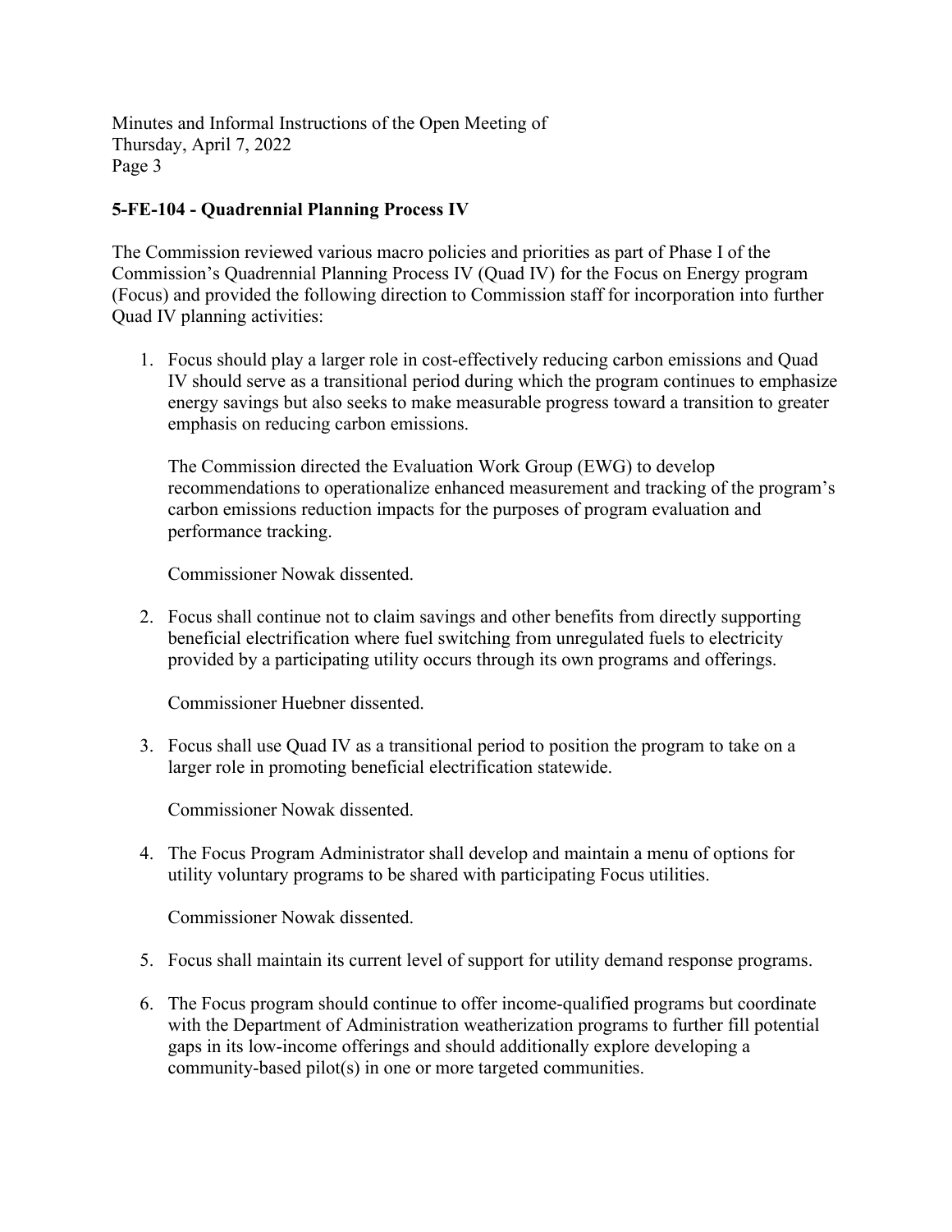**5-FE-104 - Quadrennial Planning Process IV**

The Commission reviewed various macro policies and priorities as part of Phase I of the Commission's Quadrennial Planning Process IV (Quad IV) for the Focus on Energy program (Focus) and provided the following direction to Commission staff for incorporation into further Quad IV planning activities:

1. Focus should play a larger role in cost-effectively reducing carbon emissions and Quad IV should serve as a transitional period during which the program continues to emphasize energy savings but also seeks to make measurable progress toward a transition to greater emphasis on reducing carbon emissions.

   The Commission directed the Evaluation Work Group (EWG) to develop recommendations to operationalize enhanced measurement and tracking of the program's carbon emissions reduction impacts for the purposes of program evaluation and performance tracking.

   Commissioner Nowak dissented.

2. Focus shall continue not to claim savings and other benefits from directly supporting beneficial electrification where fuel switching from unregulated fuels to electricity provided by a participating utility occurs through its own programs and offerings.

   Commissioner Huebner dissented.

3. Focus shall use Quad IV as a transitional period to position the program to take on a larger role in promoting beneficial electrification statewide.

   Commissioner Nowak dissented.

4. The Focus Program Administrator shall develop and maintain a menu of options for utility voluntary programs to be shared with participating Focus utilities.

   Commissioner Nowak dissented.

5. Focus shall maintain its current level of support for utility demand response programs.

6. The Focus program should continue to offer income-qualified programs but coordinate with the Department of Administration weatherization programs to further fill potential gaps in its low-income offerings and should additionally explore developing a community-based pilot(s) in one or more targeted communities.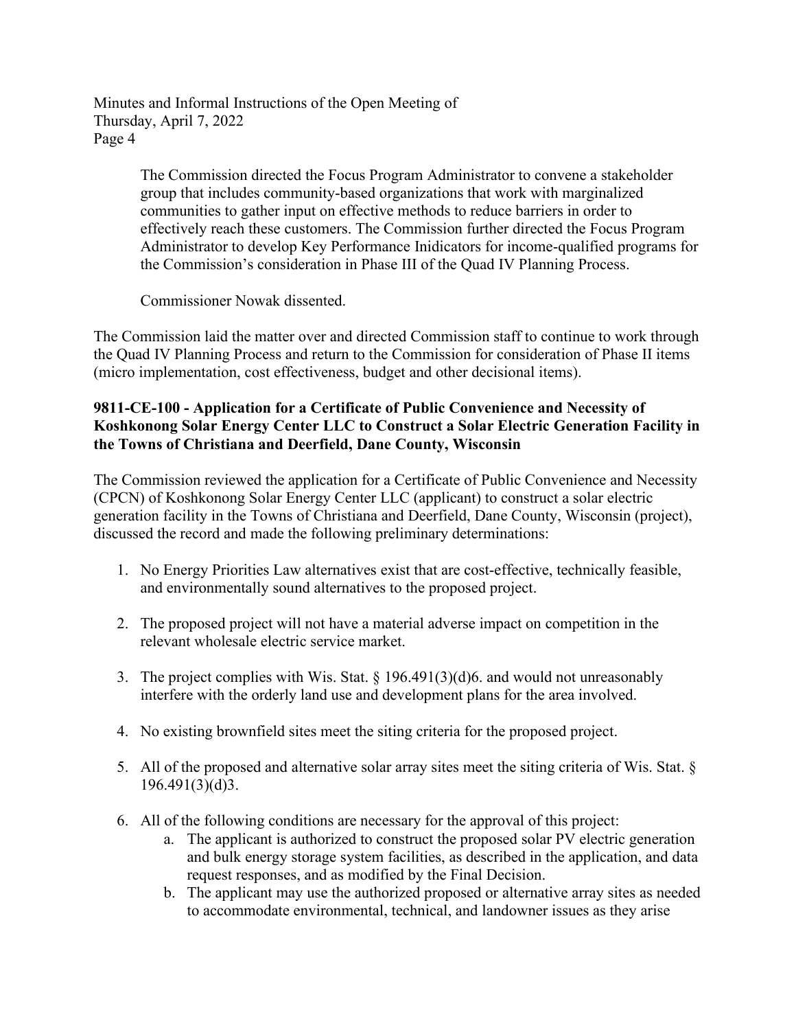The Commission directed the Focus Program Administrator to convene a stakeholder group that includes community-based organizations that work with marginalized communities to gather input on effective methods to reduce barriers in order to effectively reach these customers. The Commission further directed the Focus Program Administrator to develop Key Performance Inidicators for income-qualified programs for the Commission's consideration in Phase III of the Quad IV Planning Process.

Commissioner Nowak dissented.

The Commission laid the matter over and directed Commission staff to continue to work through the Quad IV Planning Process and return to the Commission for consideration of Phase II items (micro implementation, cost effectiveness, budget and other decisional items).

**9811-CE-100 - Application for a Certificate of Public Convenience and Necessity of Koshkonong Solar Energy Center LLC to Construct a Solar Electric Generation Facility in the Towns of Christiana and Deerfield, Dane County, Wisconsin**

The Commission reviewed the application for a Certificate of Public Convenience and Necessity (CPCN) of Koshkonong Solar Energy Center LLC (applicant) to construct a solar electric generation facility in the Towns of Christiana and Deerfield, Dane County, Wisconsin (project), discussed the record and made the following preliminary determinations:

1. No Energy Priorities Law alternatives exist that are cost-effective, technically feasible, and environmentally sound alternatives to the proposed project.
2. The proposed project will not have a material adverse impact on competition in the relevant wholesale electric service market.
3. The project complies with Wis. Stat. § 196.491(3)(d)6. and would not unreasonably interfere with the orderly land use and development plans for the area involved.
4. No existing brownfield sites meet the siting criteria for the proposed project.
5. All of the proposed and alternative solar array sites meet the siting criteria of Wis. Stat. § 196.491(3)(d)3.
6. All of the following conditions are necessary for the approval of this project:
   a. The applicant is authorized to construct the proposed solar PV electric generation and bulk energy storage system facilities, as described in the application, and data request responses, and as modified by the Final Decision.
   b. The applicant may use the authorized proposed or alternative array sites as needed to accommodate environmental, technical, and landowner issues as they arise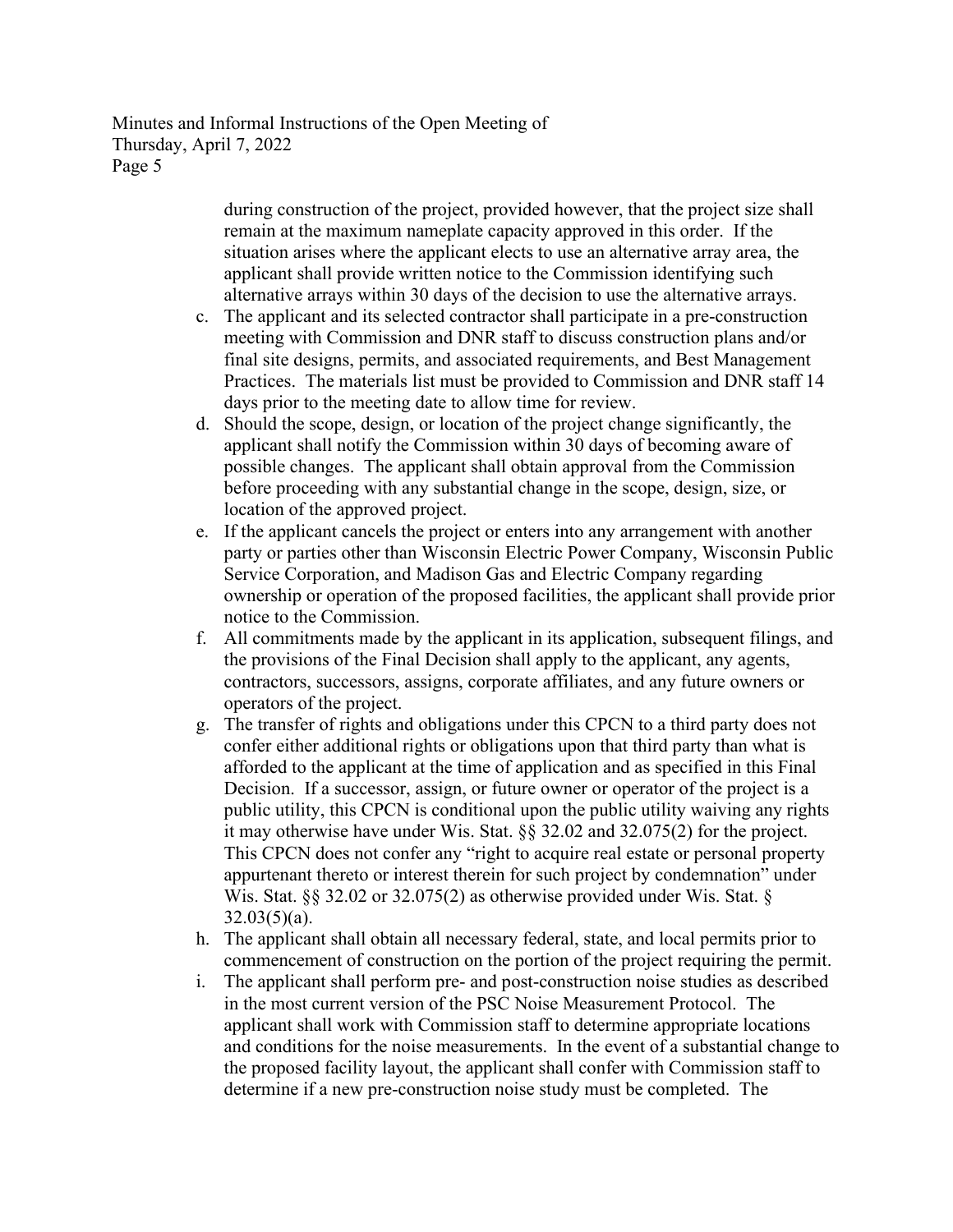during construction of the project, provided however, that the project size shall remain at the maximum nameplate capacity approved in this order. If the situation arises where the applicant elects to use an alternative array area, the applicant shall provide written notice to the Commission identifying such alternative arrays within 30 days of the decision to use the alternative arrays.

c. The applicant and its selected contractor shall participate in a pre-construction meeting with Commission and DNR staff to discuss construction plans and/or final site designs, permits, and associated requirements, and Best Management Practices. The materials list must be provided to Commission and DNR staff 14 days prior to the meeting date to allow time for review.
d. Should the scope, design, or location of the project change significantly, the applicant shall notify the Commission within 30 days of becoming aware of possible changes. The applicant shall obtain approval from the Commission before proceeding with any substantial change in the scope, design, size, or location of the approved project.
e. If the applicant cancels the project or enters into any arrangement with another party or parties other than Wisconsin Electric Power Company, Wisconsin Public Service Corporation, and Madison Gas and Electric Company regarding ownership or operation of the proposed facilities, the applicant shall provide prior notice to the Commission.
f. All commitments made by the applicant in its application, subsequent filings, and the provisions of the Final Decision shall apply to the applicant, any agents, contractors, successors, assigns, corporate affiliates, and any future owners or operators of the project.
g. The transfer of rights and obligations under this CPCN to a third party does not confer either additional rights or obligations upon that third party than what is afforded to the applicant at the time of application and as specified in this Final Decision. If a successor, assign, or future owner or operator of the project is a public utility, this CPCN is conditional upon the public utility waiving any rights it may otherwise have under Wis. Stat. §§ 32.02 and 32.075(2) for the project. This CPCN does not confer any "right to acquire real estate or personal property appurtenant thereto or interest therein for such project by condemnation" under Wis. Stat. §§ 32.02 or 32.075(2) as otherwise provided under Wis. Stat. § 32.03(5)(a).
h. The applicant shall obtain all necessary federal, state, and local permits prior to commencement of construction on the portion of the project requiring the permit.
i. The applicant shall perform pre- and post-construction noise studies as described in the most current version of the PSC Noise Measurement Protocol. The applicant shall work with Commission staff to determine appropriate locations and conditions for the noise measurements. In the event of a substantial change to the proposed facility layout, the applicant shall confer with Commission staff to determine if a new pre-construction noise study must be completed. The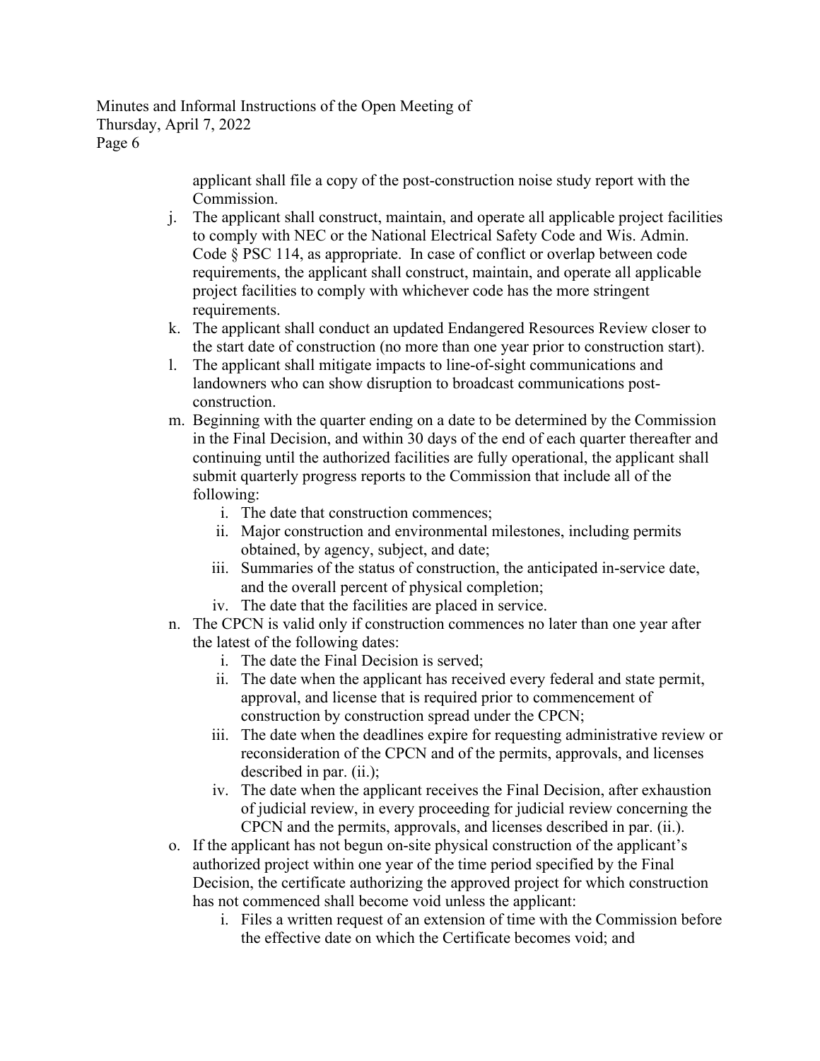applicant shall file a copy of the post-construction noise study report with the Commission.

j. The applicant shall construct, maintain, and operate all applicable project facilities to comply with NEC or the National Electrical Safety Code and Wis. Admin. Code § PSC 114, as appropriate. In case of conflict or overlap between code requirements, the applicant shall construct, maintain, and operate all applicable project facilities to comply with whichever code has the more stringent requirements.

k. The applicant shall conduct an updated Endangered Resources Review closer to the start date of construction (no more than one year prior to construction start).

l. The applicant shall mitigate impacts to line-of-sight communications and landowners who can show disruption to broadcast communications post-construction.

m. Beginning with the quarter ending on a date to be determined by the Commission in the Final Decision, and within 30 days of the end of each quarter thereafter and continuing until the authorized facilities are fully operational, the applicant shall submit quarterly progress reports to the Commission that include all of the following:
   i. The date that construction commences;
   ii. Major construction and environmental milestones, including permits obtained, by agency, subject, and date;
   iii. Summaries of the status of construction, the anticipated in-service date, and the overall percent of physical completion;
   iv. The date that the facilities are placed in service.

n. The CPCN is valid only if construction commences no later than one year after the latest of the following dates:
   i. The date the Final Decision is served;
   ii. The date when the applicant has received every federal and state permit, approval, and license that is required prior to commencement of construction by construction spread under the CPCN;
   iii. The date when the deadlines expire for requesting administrative review or reconsideration of the CPCN and of the permits, approvals, and licenses described in par. (ii.);
   iv. The date when the applicant receives the Final Decision, after exhaustion of judicial review, in every proceeding for judicial review concerning the CPCN and the permits, approvals, and licenses described in par. (ii.).

o. If the applicant has not begun on-site physical construction of the applicant's authorized project within one year of the time period specified by the Final Decision, the certificate authorizing the approved project for which construction has not commenced shall become void unless the applicant:
   i. Files a written request of an extension of time with the Commission before the effective date on which the Certificate becomes void; and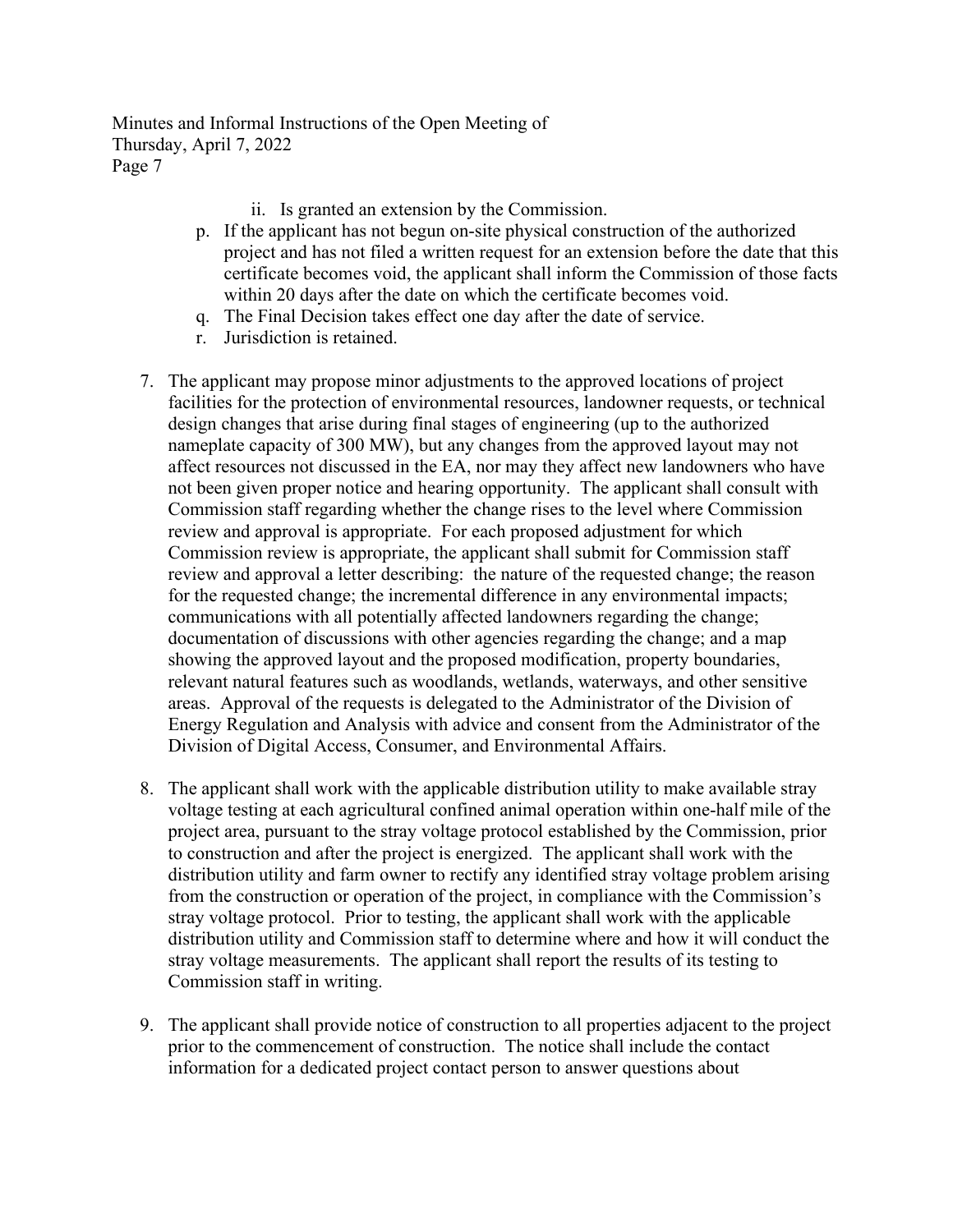ii. Is granted an extension by the Commission.

p. If the applicant has not begun on-site physical construction of the authorized project and has not filed a written request for an extension before the date that this certificate becomes void, the applicant shall inform the Commission of those facts within 20 days after the date on which the certificate becomes void.

q. The Final Decision takes effect one day after the date of service.

r. Jurisdiction is retained.

7. The applicant may propose minor adjustments to the approved locations of project facilities for the protection of environmental resources, landowner requests, or technical design changes that arise during final stages of engineering (up to the authorized nameplate capacity of 300 MW), but any changes from the approved layout may not affect resources not discussed in the EA, nor may they affect new landowners who have not been given proper notice and hearing opportunity. The applicant shall consult with Commission staff regarding whether the change rises to the level where Commission review and approval is appropriate. For each proposed adjustment for which Commission review is appropriate, the applicant shall submit for Commission staff review and approval a letter describing: the nature of the requested change; the reason for the requested change; the incremental difference in any environmental impacts; communications with all potentially affected landowners regarding the change; documentation of discussions with other agencies regarding the change; and a map showing the approved layout and the proposed modification, property boundaries, relevant natural features such as woodlands, wetlands, waterways, and other sensitive areas. Approval of the requests is delegated to the Administrator of the Division of Energy Regulation and Analysis with advice and consent from the Administrator of the Division of Digital Access, Consumer, and Environmental Affairs.

8. The applicant shall work with the applicable distribution utility to make available stray voltage testing at each agricultural confined animal operation within one-half mile of the project area, pursuant to the stray voltage protocol established by the Commission, prior to construction and after the project is energized. The applicant shall work with the distribution utility and farm owner to rectify any identified stray voltage problem arising from the construction or operation of the project, in compliance with the Commission's stray voltage protocol. Prior to testing, the applicant shall work with the applicable distribution utility and Commission staff to determine where and how it will conduct the stray voltage measurements. The applicant shall report the results of its testing to Commission staff in writing.

9. The applicant shall provide notice of construction to all properties adjacent to the project prior to the commencement of construction. The notice shall include the contact information for a dedicated project contact person to answer questions about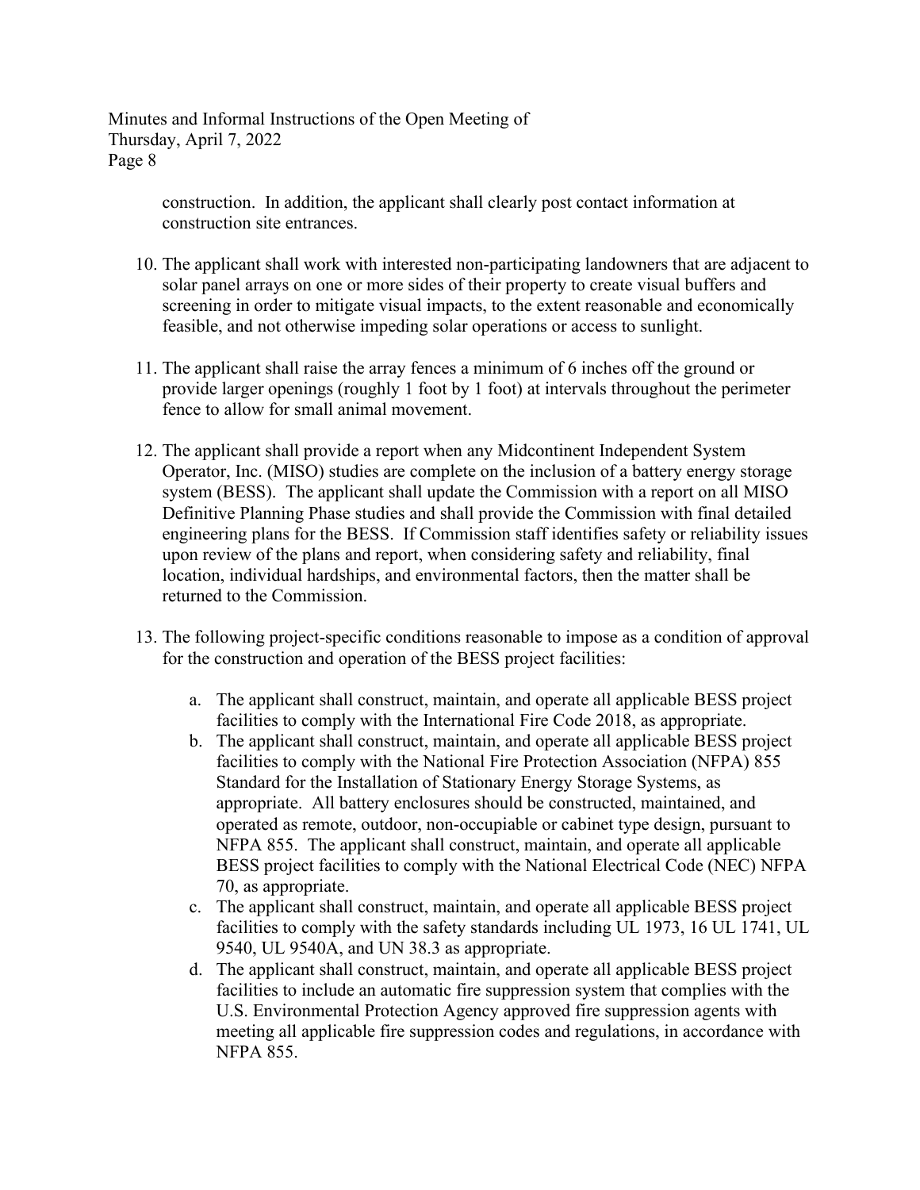construction. In addition, the applicant shall clearly post contact information at construction site entrances.

10. The applicant shall work with interested non-participating landowners that are adjacent to solar panel arrays on one or more sides of their property to create visual buffers and screening in order to mitigate visual impacts, to the extent reasonable and economically feasible, and not otherwise impeding solar operations or access to sunlight.

11. The applicant shall raise the array fences a minimum of 6 inches off the ground or provide larger openings (roughly 1 foot by 1 foot) at intervals throughout the perimeter fence to allow for small animal movement.

12. The applicant shall provide a report when any Midcontinent Independent System Operator, Inc. (MISO) studies are complete on the inclusion of a battery energy storage system (BESS). The applicant shall update the Commission with a report on all MISO Definitive Planning Phase studies and shall provide the Commission with final detailed engineering plans for the BESS. If Commission staff identifies safety or reliability issues upon review of the plans and report, when considering safety and reliability, final location, individual hardships, and environmental factors, then the matter shall be returned to the Commission.

13. The following project-specific conditions reasonable to impose as a condition of approval for the construction and operation of the BESS project facilities:

    a. The applicant shall construct, maintain, and operate all applicable BESS project facilities to comply with the International Fire Code 2018, as appropriate.
    b. The applicant shall construct, maintain, and operate all applicable BESS project facilities to comply with the National Fire Protection Association (NFPA) 855 Standard for the Installation of Stationary Energy Storage Systems, as appropriate. All battery enclosures should be constructed, maintained, and operated as remote, outdoor, non-occupiable or cabinet type design, pursuant to NFPA 855. The applicant shall construct, maintain, and operate all applicable BESS project facilities to comply with the National Electrical Code (NEC) NFPA 70, as appropriate.
    c. The applicant shall construct, maintain, and operate all applicable BESS project facilities to comply with the safety standards including UL 1973, 16 UL 1741, UL 9540, UL 9540A, and UN 38.3 as appropriate.
    d. The applicant shall construct, maintain, and operate all applicable BESS project facilities to include an automatic fire suppression system that complies with the U.S. Environmental Protection Agency approved fire suppression agents with meeting all applicable fire suppression codes and regulations, in accordance with NFPA 855.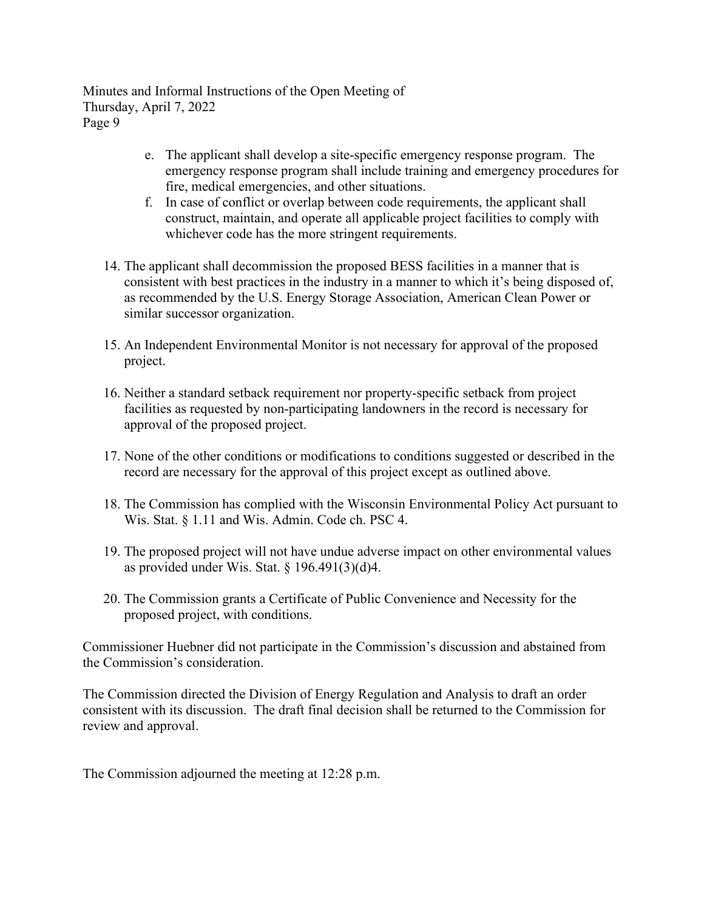e. The applicant shall develop a site-specific emergency response program. The emergency response program shall include training and emergency procedures for fire, medical emergencies, and other situations.
f. In case of conflict or overlap between code requirements, the applicant shall construct, maintain, and operate all applicable project facilities to comply with whichever code has the more stringent requirements.

14. The applicant shall decommission the proposed BESS facilities in a manner that is consistent with best practices in the industry in a manner to which it's being disposed of, as recommended by the U.S. Energy Storage Association, American Clean Power or similar successor organization.

15. An Independent Environmental Monitor is not necessary for approval of the proposed project.

16. Neither a standard setback requirement nor property-specific setback from project facilities as requested by non-participating landowners in the record is necessary for approval of the proposed project.

17. None of the other conditions or modifications to conditions suggested or described in the record are necessary for the approval of this project except as outlined above.

18. The Commission has complied with the Wisconsin Environmental Policy Act pursuant to Wis. Stat. § 1.11 and Wis. Admin. Code ch. PSC 4.

19. The proposed project will not have undue adverse impact on other environmental values as provided under Wis. Stat. § 196.491(3)(d)4.

20. The Commission grants a Certificate of Public Convenience and Necessity for the proposed project, with conditions.

Commissioner Huebner did not participate in the Commission's discussion and abstained from the Commission's consideration.

The Commission directed the Division of Energy Regulation and Analysis to draft an order consistent with its discussion. The draft final decision shall be returned to the Commission for review and approval.

The Commission adjourned the meeting at 12:28 p.m.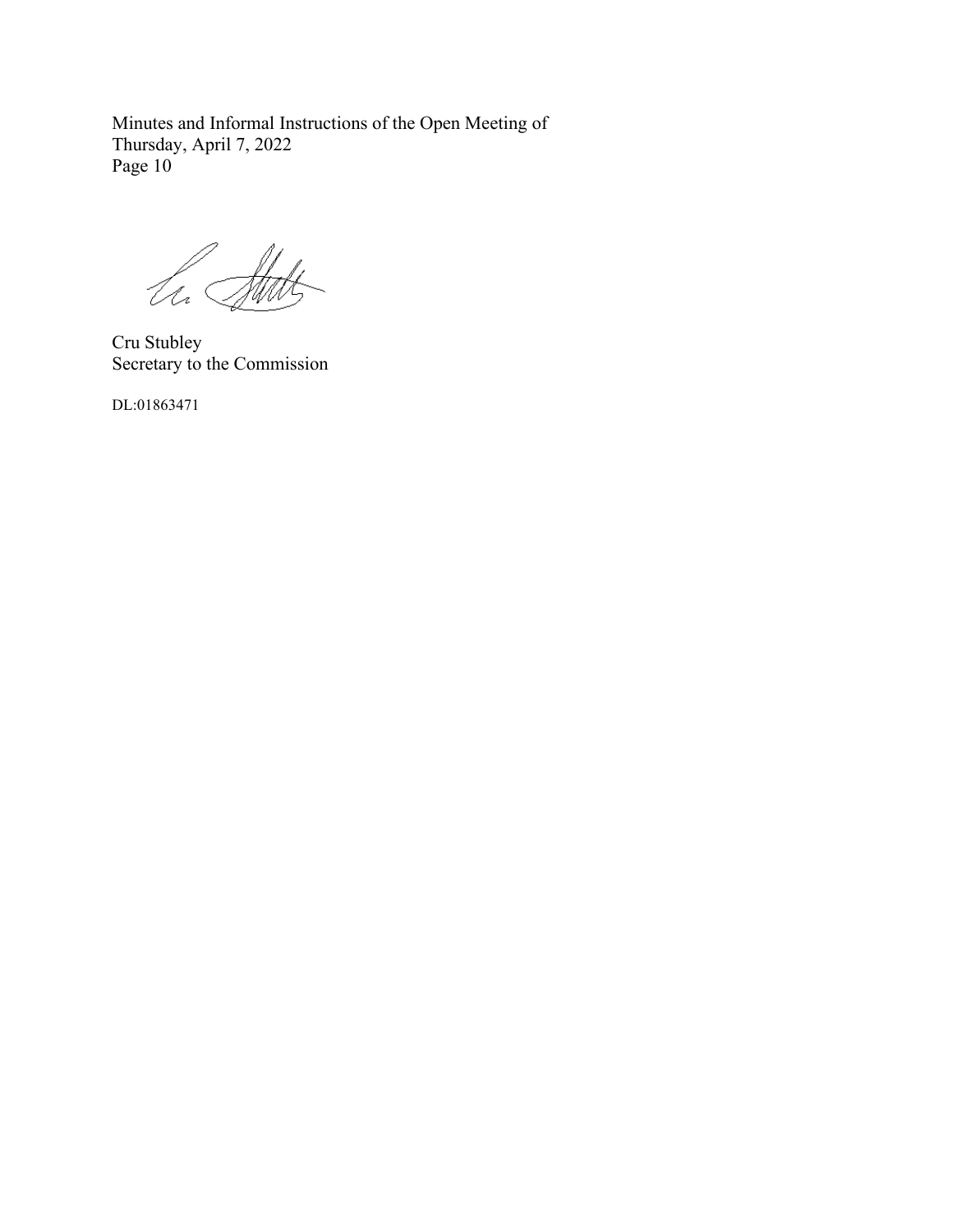Cru Stubley
Secretary to the Commission

DL:01863471